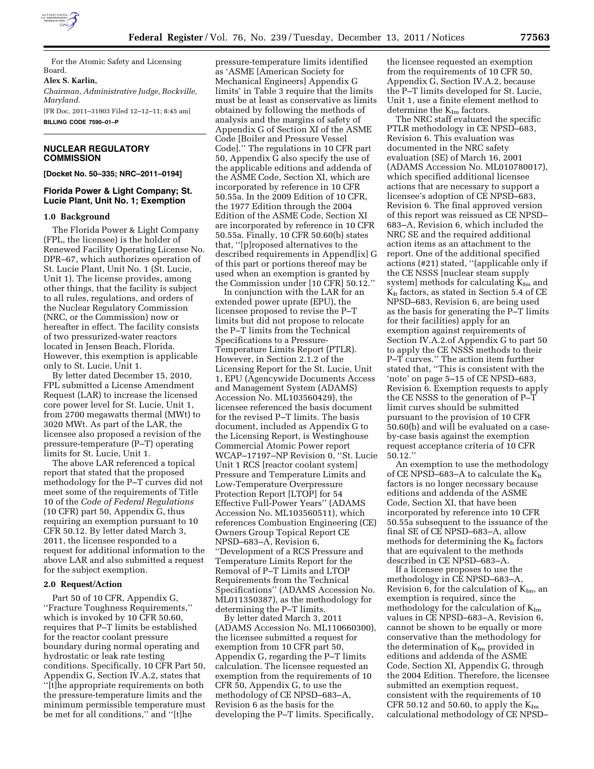For the Atomic Safety and Licensing Board.

**Alex S. Karlin,**

*Chairman, Administrative Judge, Rockville, Maryland.*

[FR Doc. 2011–31903 Filed 12–12–11; 8:45 am]

**BILLING CODE 7590–01–P**

## NUCLEAR REGULATORY COMMISSION

**[Docket No. 50–335; NRC–2011–0194]**

## Florida Power & Light Company; St. Lucie Plant, Unit No. 1; Exemption

### 1.0 Background

The Florida Power & Light Company (FPL, the licensee) is the holder of Renewed Facility Operating License No. DPR–67, which authorizes operation of St. Lucie Plant, Unit No. 1 (St. Lucie, Unit 1). The license provides, among other things, that the facility is subject to all rules, regulations, and orders of the Nuclear Regulatory Commission (NRC, or the Commission) now or hereafter in effect. The facility consists of two pressurized-water reactors located in Jensen Beach, Florida. However, this exemption is applicable only to St. Lucie, Unit 1.

By letter dated December 15, 2010, FPL submitted a License Amendment Request (LAR) to increase the licensed core power level for St. Lucie, Unit 1, from 2700 megawatts thermal (MWt) to 3020 MWt. As part of the LAR, the licensee also proposed a revision of the pressure-temperature (P–T) operating limits for St. Lucie, Unit 1.

The above LAR referenced a topical report that stated that the proposed methodology for the P–T curves did not meet some of the requirements of Title 10 of the *Code of Federal Regulations* (10 CFR) part 50, Appendix G, thus requiring an exemption pursuant to 10 CFR 50.12. By letter dated March 3, 2011, the licensee responded to a request for additional information to the above LAR and also submitted a request for the subject exemption.

### 2.0 Request/Action

Part 50 of 10 CFR, Appendix G, ''Fracture Toughness Requirements,'' which is invoked by 10 CFR 50.60, requires that P–T limits be established for the reactor coolant pressure boundary during normal operating and hydrostatic or leak rate testing conditions. Specifically, 10 CFR Part 50, Appendix G, Section IV.A.2, states that ''[t]he appropriate requirements on both the pressure-temperature limits and the minimum permissible temperature must be met for all conditions,'' and ''[t]he pressure-temperature limits identified as 'ASME [American Society for Mechanical Engineers] Appendix G limits' in Table 3 require that the limits must be at least as conservative as limits obtained by following the methods of analysis and the margins of safety of Appendix G of Section XI of the ASME Code [Boiler and Pressure Vessel Code].'' The regulations in 10 CFR part 50, Appendix G also specify the use of the applicable editions and addenda of the ASME Code, Section XI, which are incorporated by reference in 10 CFR 50.55a. In the 2009 Edition of 10 CFR, the 1977 Edition through the 2004 Edition of the ASME Code, Section XI are incorporated by reference in 10 CFR 50.55a. Finally, 10 CFR 50.60(b) states that, ''[p]roposed alternatives to the described requirements in Append[ix] G of this part or portions thereof may be used when an exemption is granted by the Commission under [10 CFR] 50.12.''

In conjunction with the LAR for an extended power uprate (EPU), the licensee proposed to revise the P–T limits but did not propose to relocate the P–T limits from the Technical Specifications to a Pressure-Temperature Limits Report (PTLR). However, in Section 2.1.2 of the Licensing Report for the St. Lucie, Unit 1, EPU (Agencywide Documents Access and Management System (ADAMS) Accession No. ML103560429), the licensee referenced the basis document for the revised P–T limits. The basis document, included as Appendix G to the Licensing Report, is Westinghouse Commercial Atomic Power report WCAP–17197–NP Revision 0, ''St. Lucie Unit 1 RCS [reactor coolant system] Pressure and Temperature Limits and Low-Temperature Overpressure Protection Report [LTOP] for 54 Effective Full-Power Years'' (ADAMS Accession No. ML103560511), which references Combustion Engineering (CE) Owners Group Topical Report CE NPSD–683–A, Revision 6, ''Development of a RCS Pressure and Temperature Limits Report for the Removal of P–T Limits and LTOP Requirements from the Technical Specifications'' (ADAMS Accession No. ML011350387), as the methodology for determining the P–T limits.

By letter dated March 3, 2011 (ADAMS Accession No. ML110660300), the licensee submitted a request for exemption from 10 CFR part 50, Appendix G, regarding the P–T limits calculation. The licensee requested an exemption from the requirements of 10 CFR 50, Appendix G, to use the methodology of CE NPSD–683–A, Revision 6 as the basis for the developing the P–T limits. Specifically, the licensee requested an exemption from the requirements of 10 CFR 50, Appendix G, Section IV.A.2, because the P–T limits developed for St. Lucie, Unit 1, use a finite element method to determine the $K_{Im}$ factors.

The NRC staff evaluated the specific PTLR methodology in CE NPSD–683, Revision 6. This evaluation was documented in the NRC safety evaluation (SE) of March 16, 2001 (ADAMS Accession No. ML010780017), which specified additional licensee actions that are necessary to support a licensee's adoption of CE NPSD–683, Revision 6. The final approved version of this report was reissued as CE NPSD–683–A, Revision 6, which included the NRC SE and the required additional action items as an attachment to the report. One of the additional specified actions (#21) stated, ''(applicable only if the CE NSSS [nuclear steam supply system] methods for calculating $K_{Im}$ and $K_{It}$ factors, as stated in Section 5.4 of CE NPSD–683, Revision 6, are being used as the basis for generating the P–T limits for their facilities) apply for an exemption against requirements of Section IV.A.2.of Appendix G to part 50 to apply the CE NSSS methods to their P–T curves.'' The action item further stated that, ''This is consistent with the 'note' on page 5–15 of CE NPSD–683, Revision 6. Exemption requests to apply the CE NSSS to the generation of P–T limit curves should be submitted pursuant to the provision of 10 CFR 50.60(b) and will be evaluated on a case-by-case basis against the exemption request acceptance criteria of 10 CFR 50.12.''

An exemption to use the methodology of CE NPSD–683–A to calculate the $K_{It}$ factors is no longer necessary because editions and addenda of the ASME Code, Section XI, that have been incorporated by reference into 10 CFR 50.55a subsequent to the issuance of the final SE of CE NPSD–683–A, allow methods for determining the $K_{It}$ factors that are equivalent to the methods described in CE NPSD–683–A.

If a licensee proposes to use the methodology in CE NPSD–683–A, Revision 6, for the calculation of $K_{Im}$, an exemption is required, since the methodology for the calculation of $K_{Im}$ values in CE NPSD–683–A, Revision 6, cannot be shown to be equally or more conservative than the methodology for the determination of $K_{Im}$ provided in editions and addenda of the ASME Code, Section XI, Appendix G, through the 2004 Edition. Therefore, the licensee submitted an exemption request, consistent with the requirements of 10 CFR 50.12 and 50.60, to apply the $K_{Im}$ calculational methodology of CE NPSD–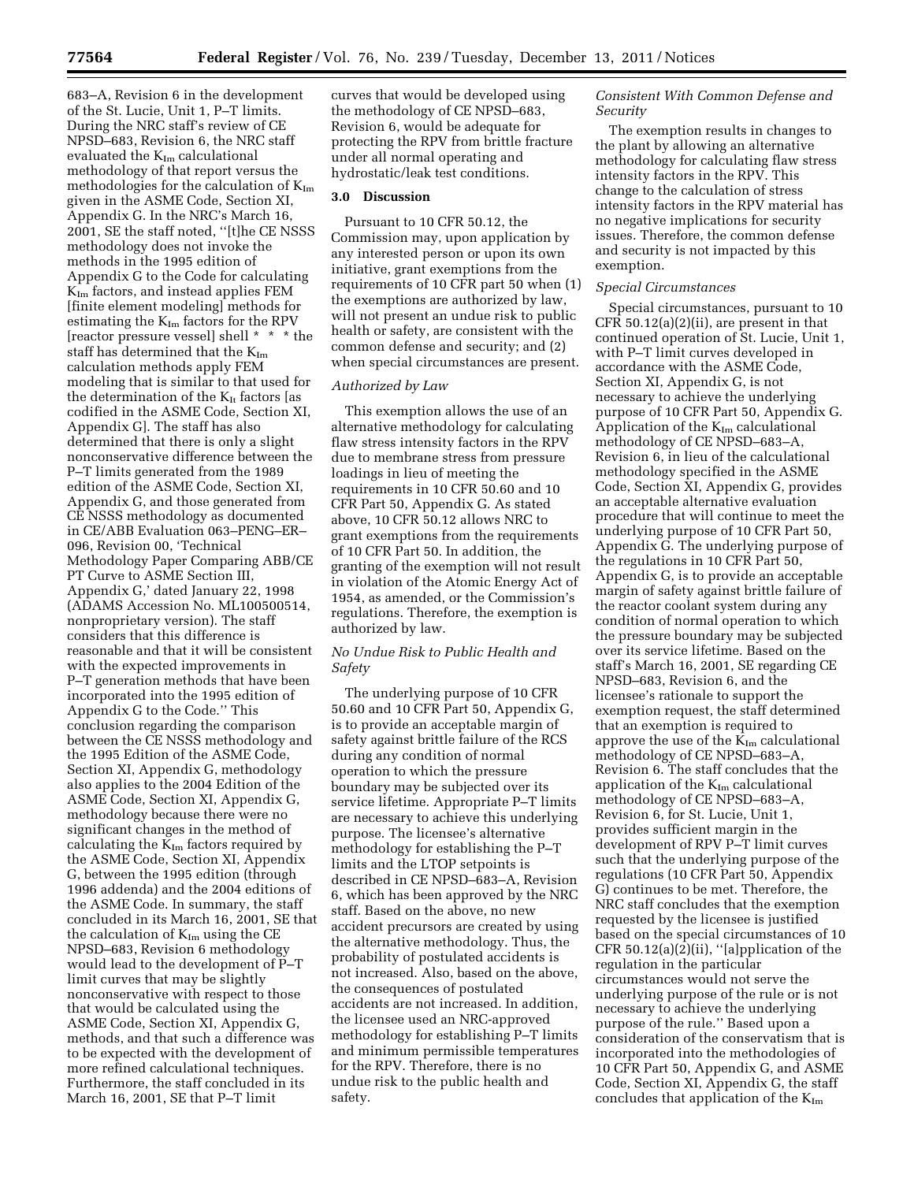683–A, Revision 6 in the development of the St. Lucie, Unit 1, P–T limits. During the NRC staff's review of CE NPSD–683, Revision 6, the NRC staff evaluated the $K_{Im}$ calculational methodology of that report versus the methodologies for the calculation of $K_{Im}$ given in the ASME Code, Section XI, Appendix G. In the NRC's March 16, 2001, SE the staff noted, ''[t]he CE NSSS methodology does not invoke the methods in the 1995 edition of Appendix G to the Code for calculating $K_{Im}$ factors, and instead applies FEM [finite element modeling] methods for estimating the $K_{Im}$ factors for the RPV [reactor pressure vessel] shell * * * the staff has determined that the $K_{Im}$ calculation methods apply FEM modeling that is similar to that used for the determination of the $K_{It}$ factors [as codified in the ASME Code, Section XI, Appendix G]. The staff has also determined that there is only a slight nonconservative difference between the P–T limits generated from the 1989 edition of the ASME Code, Section XI, Appendix G, and those generated from CE NSSS methodology as documented in CE/ABB Evaluation 063–PENG–ER–096, Revision 00, 'Technical Methodology Paper Comparing ABB/CE PT Curve to ASME Section III, Appendix G,' dated January 22, 1998 (ADAMS Accession No. ML100500514, nonproprietary version). The staff considers that this difference is reasonable and that it will be consistent with the expected improvements in P–T generation methods that have been incorporated into the 1995 edition of Appendix G to the Code.'' This conclusion regarding the comparison between the CE NSSS methodology and the 1995 Edition of the ASME Code, Section XI, Appendix G, methodology also applies to the 2004 Edition of the ASME Code, Section XI, Appendix G, methodology because there were no significant changes in the method of calculating the $K_{Im}$ factors required by the ASME Code, Section XI, Appendix G, between the 1995 edition (through 1996 addenda) and the 2004 editions of the ASME Code. In summary, the staff concluded in its March 16, 2001, SE that the calculation of $K_{Im}$ using the CE NPSD–683, Revision 6 methodology would lead to the development of P–T limit curves that may be slightly nonconservative with respect to those that would be calculated using the ASME Code, Section XI, Appendix G, methods, and that such a difference was to be expected with the development of more refined calculational techniques. Furthermore, the staff concluded in its March 16, 2001, SE that P–T limit curves that would be developed using the methodology of CE NPSD–683, Revision 6, would be adequate for protecting the RPV from brittle fracture under all normal operating and hydrostatic/leak test conditions.

## 3.0 Discussion

Pursuant to 10 CFR 50.12, the Commission may, upon application by any interested person or upon its own initiative, grant exemptions from the requirements of 10 CFR part 50 when (1) the exemptions are authorized by law, will not present an undue risk to public health or safety, are consistent with the common defense and security; and (2) when special circumstances are present.

*Authorized by Law*

This exemption allows the use of an alternative methodology for calculating flaw stress intensity factors in the RPV due to membrane stress from pressure loadings in lieu of meeting the requirements in 10 CFR 50.60 and 10 CFR Part 50, Appendix G. As stated above, 10 CFR 50.12 allows NRC to grant exemptions from the requirements of 10 CFR Part 50. In addition, the granting of the exemption will not result in violation of the Atomic Energy Act of 1954, as amended, or the Commission's regulations. Therefore, the exemption is authorized by law.

*No Undue Risk to Public Health and Safety*

The underlying purpose of 10 CFR 50.60 and 10 CFR Part 50, Appendix G, is to provide an acceptable margin of safety against brittle failure of the RCS during any condition of normal operation to which the pressure boundary may be subjected over its service lifetime. Appropriate P–T limits are necessary to achieve this underlying purpose. The licensee's alternative methodology for establishing the P–T limits and the LTOP setpoints is described in CE NPSD–683–A, Revision 6, which has been approved by the NRC staff. Based on the above, no new accident precursors are created by using the alternative methodology. Thus, the probability of postulated accidents is not increased. Also, based on the above, the consequences of postulated accidents are not increased. In addition, the licensee used an NRC-approved methodology for establishing P–T limits and minimum permissible temperatures for the RPV. Therefore, there is no undue risk to the public health and safety.

*Consistent With Common Defense and Security*

The exemption results in changes to the plant by allowing an alternative methodology for calculating flaw stress intensity factors in the RPV. This change to the calculation of stress intensity factors in the RPV material has no negative implications for security issues. Therefore, the common defense and security is not impacted by this exemption.

*Special Circumstances*

Special circumstances, pursuant to 10 CFR 50.12(a)(2)(ii), are present in that continued operation of St. Lucie, Unit 1, with P–T limit curves developed in accordance with the ASME Code, Section XI, Appendix G, is not necessary to achieve the underlying purpose of 10 CFR Part 50, Appendix G. Application of the $K_{Im}$ calculational methodology of CE NPSD–683–A, Revision 6, in lieu of the calculational methodology specified in the ASME Code, Section XI, Appendix G, provides an acceptable alternative evaluation procedure that will continue to meet the underlying purpose of 10 CFR Part 50, Appendix G. The underlying purpose of the regulations in 10 CFR Part 50, Appendix G, is to provide an acceptable margin of safety against brittle failure of the reactor coolant system during any condition of normal operation to which the pressure boundary may be subjected over its service lifetime. Based on the staff's March 16, 2001, SE regarding CE NPSD–683, Revision 6, and the licensee's rationale to support the exemption request, the staff determined that an exemption is required to approve the use of the $K_{Im}$ calculational methodology of CE NPSD–683–A, Revision 6. The staff concludes that the application of the $K_{Im}$ calculational methodology of CE NPSD–683–A, Revision 6, for St. Lucie, Unit 1, provides sufficient margin in the development of RPV P–T limit curves such that the underlying purpose of the regulations (10 CFR Part 50, Appendix G) continues to be met. Therefore, the NRC staff concludes that the exemption requested by the licensee is justified based on the special circumstances of 10 CFR 50.12(a)(2)(ii), ''[a]pplication of the regulation in the particular circumstances would not serve the underlying purpose of the rule or is not necessary to achieve the underlying purpose of the rule.'' Based upon a consideration of the conservatism that is incorporated into the methodologies of 10 CFR Part 50, Appendix G, and ASME Code, Section XI, Appendix G, the staff concludes that application of the $K_{Im}$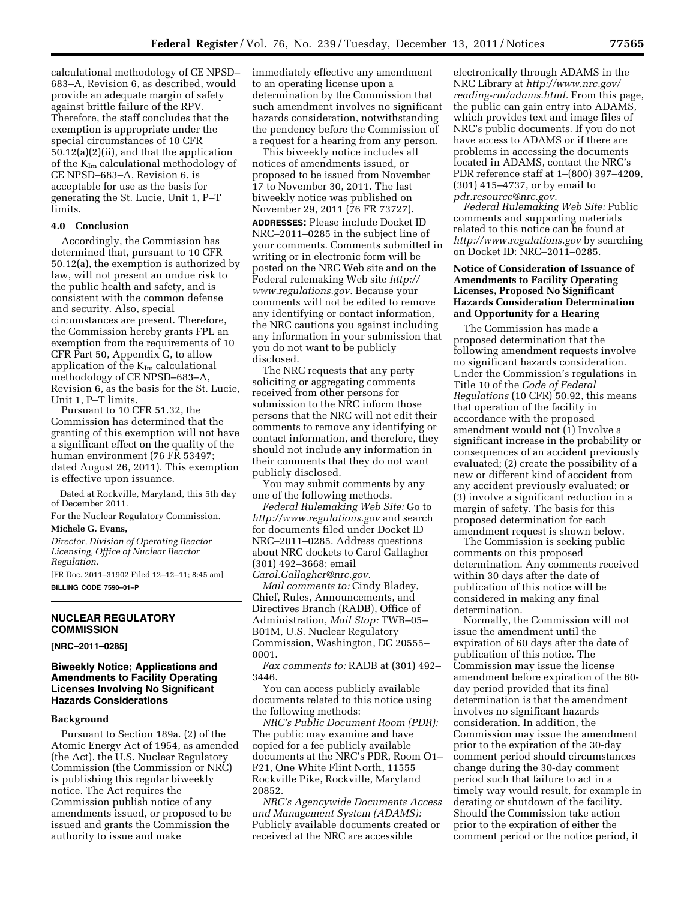calculational methodology of CE NPSD–683–A, Revision 6, as described, would provide an adequate margin of safety against brittle failure of the RPV. Therefore, the staff concludes that the exemption is appropriate under the special circumstances of 10 CFR 50.12(a)(2)(ii), and that the application of the $K_{Im}$ calculational methodology of CE NPSD–683–A, Revision 6, is acceptable for use as the basis for generating the St. Lucie, Unit 1, P–T limits.

**4.0 Conclusion**

Accordingly, the Commission has determined that, pursuant to 10 CFR 50.12(a), the exemption is authorized by law, will not present an undue risk to the public health and safety, and is consistent with the common defense and security. Also, special circumstances are present. Therefore, the Commission hereby grants FPL an exemption from the requirements of 10 CFR Part 50, Appendix G, to allow application of the $K_{Im}$ calculational methodology of CE NPSD–683–A, Revision 6, as the basis for the St. Lucie, Unit 1, P–T limits.

Pursuant to 10 CFR 51.32, the Commission has determined that the granting of this exemption will not have a significant effect on the quality of the human environment (76 FR 53497; dated August 26, 2011). This exemption is effective upon issuance.

Dated at Rockville, Maryland, this 5th day of December 2011.

For the Nuclear Regulatory Commission.

**Michele G. Evans,**

*Director, Division of Operating Reactor Licensing, Office of Nuclear Reactor Regulation.*

[FR Doc. 2011–31902 Filed 12–12–11; 8:45 am]

**BILLING CODE 7590–01–P**

## NUCLEAR REGULATORY COMMISSION

**[NRC–2011–0285]**

### Biweekly Notice; Applications and Amendments to Facility Operating Licenses Involving No Significant Hazards Considerations

**Background**

Pursuant to Section 189a. (2) of the Atomic Energy Act of 1954, as amended (the Act), the U.S. Nuclear Regulatory Commission (the Commission or NRC) is publishing this regular biweekly notice. The Act requires the Commission publish notice of any amendments issued, or proposed to be issued and grants the Commission the authority to issue and make immediately effective any amendment to an operating license upon a determination by the Commission that such amendment involves no significant hazards consideration, notwithstanding the pendency before the Commission of a request for a hearing from any person.

This biweekly notice includes all notices of amendments issued, or proposed to be issued from November 17 to November 30, 2011. The last biweekly notice was published on November 29, 2011 (76 FR 73727).

**ADDRESSES:** Please include Docket ID NRC–2011–0285 in the subject line of your comments. Comments submitted in writing or in electronic form will be posted on the NRC Web site and on the Federal rulemaking Web site *http://www.regulations.gov.* Because your comments will not be edited to remove any identifying or contact information, the NRC cautions you against including any information in your submission that you do not want to be publicly disclosed.

The NRC requests that any party soliciting or aggregating comments received from other persons for submission to the NRC inform those persons that the NRC will not edit their comments to remove any identifying or contact information, and therefore, they should not include any information in their comments that they do not want publicly disclosed.

You may submit comments by any one of the following methods.

*Federal Rulemaking Web Site:* Go to *http://www.regulations.gov* and search for documents filed under Docket ID NRC–2011–0285. Address questions about NRC dockets to Carol Gallagher (301) 492–3668; email *Carol.Gallagher@nrc.gov.*

*Mail comments to:* Cindy Bladey, Chief, Rules, Announcements, and Directives Branch (RADB), Office of Administration, *Mail Stop:* TWB–05–B01M, U.S. Nuclear Regulatory Commission, Washington, DC 20555–0001.

*Fax comments to:* RADB at (301) 492–3446.

You can access publicly available documents related to this notice using the following methods:

*NRC's Public Document Room (PDR):* The public may examine and have copied for a fee publicly available documents at the NRC's PDR, Room O1–F21, One White Flint North, 11555 Rockville Pike, Rockville, Maryland 20852.

*NRC's Agencywide Documents Access and Management System (ADAMS):* Publicly available documents created or received at the NRC are accessible electronically through ADAMS in the NRC Library at *http://www.nrc.gov/reading-rm/adams.html.* From this page, the public can gain entry into ADAMS, which provides text and image files of NRC's public documents. If you do not have access to ADAMS or if there are problems in accessing the documents located in ADAMS, contact the NRC's PDR reference staff at 1–(800) 397–4209, (301) 415–4737, or by email to *pdr.resource@nrc.gov.*

*Federal Rulemaking Web Site:* Public comments and supporting materials related to this notice can be found at *http://www.regulations.gov* by searching on Docket ID: NRC–2011–0285.

**Notice of Consideration of Issuance of Amendments to Facility Operating Licenses, Proposed No Significant Hazards Consideration Determination and Opportunity for a Hearing**

The Commission has made a proposed determination that the following amendment requests involve no significant hazards consideration. Under the Commission's regulations in Title 10 of the *Code of Federal Regulations* (10 CFR) 50.92, this means that operation of the facility in accordance with the proposed amendment would not (1) Involve a significant increase in the probability or consequences of an accident previously evaluated; (2) create the possibility of a new or different kind of accident from any accident previously evaluated; or (3) involve a significant reduction in a margin of safety. The basis for this proposed determination for each amendment request is shown below.

The Commission is seeking public comments on this proposed determination. Any comments received within 30 days after the date of publication of this notice will be considered in making any final determination.

Normally, the Commission will not issue the amendment until the expiration of 60 days after the date of publication of this notice. The Commission may issue the license amendment before expiration of the 60-day period provided that its final determination is that the amendment involves no significant hazards consideration. In addition, the Commission may issue the amendment prior to the expiration of the 30-day comment period should circumstances change during the 30-day comment period such that failure to act in a timely way would result, for example in derating or shutdown of the facility. Should the Commission take action prior to the expiration of either the comment period or the notice period, it